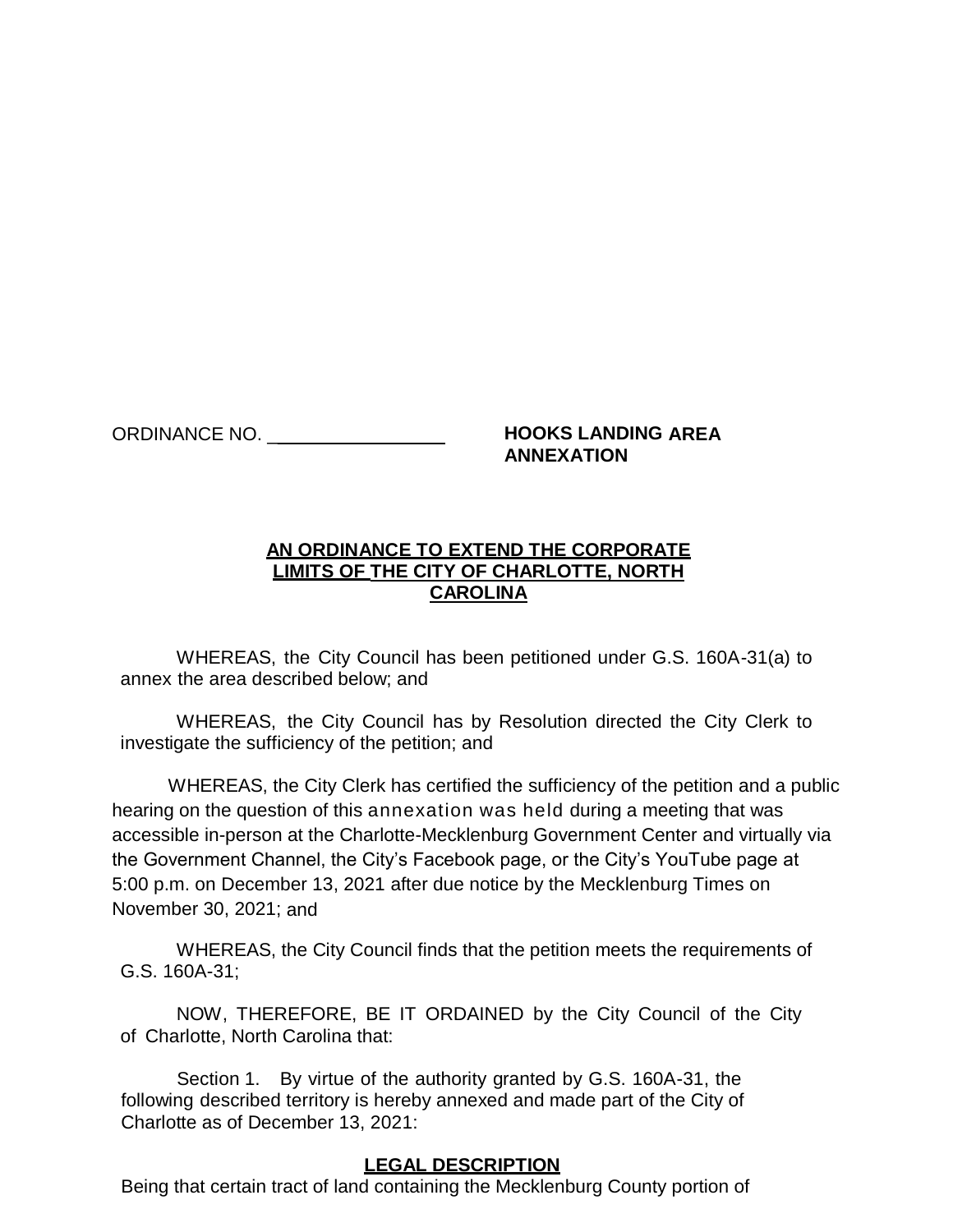ORDINANCE NO. ________________ **HOOKS LANDING AREA ANNEXATION**

**AN ORDINANCE TO EXTEND THE CORPORATE LIMITS OF THE CITY OF CHARLOTTE, NORTH CAROLINA**

WHEREAS, the City Council has been petitioned under G.S. 160A-31(a) to annex the area described below; and

WHEREAS, the City Council has by Resolution directed the City Clerk to investigate the sufficiency of the petition; and

WHEREAS, the City Clerk has certified the sufficiency of the petition and a public hearing on the question of this annexation was held during a meeting that was accessible in-person at the Charlotte-Mecklenburg Government Center and virtually via the Government Channel, the City's Facebook page, or the City's YouTube page at 5:00 p.m. on December 13, 2021 after due notice by the Mecklenburg Times on November 30, 2021; and

WHEREAS, the City Council finds that the petition meets the requirements of G.S. 160A-31;

NOW, THEREFORE, BE IT ORDAINED by the City Council of the City of Charlotte, North Carolina that:

Section 1. By virtue of the authority granted by G.S. 160A-31, the following described territory is hereby annexed and made part of the City of Charlotte as of December 13, 2021:

**LEGAL DESCRIPTION**

Being that certain tract of land containing the Mecklenburg County portion of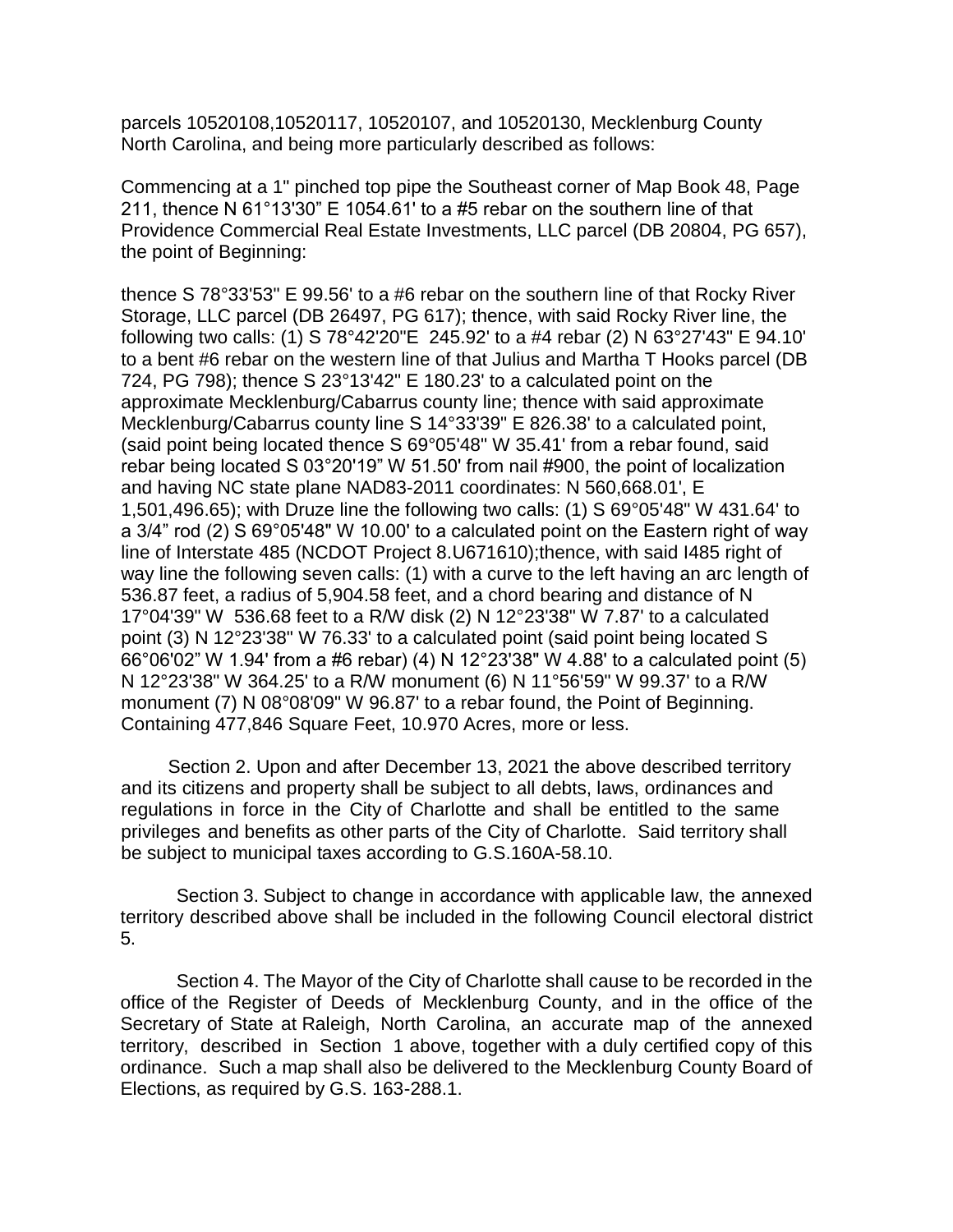parcels 10520108,10520117, 10520107, and 10520130, Mecklenburg County North Carolina, and being more particularly described as follows:

Commencing at a 1" pinched top pipe the Southeast corner of Map Book 48, Page 211, thence N 61°13'30" E 1054.61' to a #5 rebar on the southern line of that Providence Commercial Real Estate Investments, LLC parcel (DB 20804, PG 657), the point of Beginning:

thence S 78°33'53" E 99.56' to a #6 rebar on the southern line of that Rocky River Storage, LLC parcel (DB 26497, PG 617); thence, with said Rocky River line, the following two calls: (1) S 78°42'20"E 245.92' to a #4 rebar (2) N 63°27'43" E 94.10' to a bent #6 rebar on the western line of that Julius and Martha T Hooks parcel (DB 724, PG 798); thence S 23°13'42" E 180.23' to a calculated point on the approximate Mecklenburg/Cabarrus county line; thence with said approximate Mecklenburg/Cabarrus county line S 14°33'39" E 826.38' to a calculated point, (said point being located thence S 69°05'48" W 35.41' from a rebar found, said rebar being located S 03°20'19" W 51.50' from nail #900, the point of localization and having NC state plane NAD83-2011 coordinates: N 560,668.01', E 1,501,496.65); with Druze line the following two calls: (1) S 69°05'48" W 431.64' to a 3/4" rod (2) S 69°05'48" W 10.00' to a calculated point on the Eastern right of way line of Interstate 485 (NCDOT Project 8.U671610);thence, with said I485 right of way line the following seven calls: (1) with a curve to the left having an arc length of 536.87 feet, a radius of 5,904.58 feet, and a chord bearing and distance of N 17°04'39" W 536.68 feet to a R/W disk (2) N 12°23'38" W 7.87' to a calculated point (3) N 12°23'38" W 76.33' to a calculated point (said point being located S 66°06'02" W 1.94' from a #6 rebar) (4) N 12°23'38" W 4.88' to a calculated point (5) N 12°23'38" W 364.25' to a R/W monument (6) N 11°56'59" W 99.37' to a R/W monument (7) N 08°08'09" W 96.87' to a rebar found, the Point of Beginning. Containing 477,846 Square Feet, 10.970 Acres, more or less.

Section 2. Upon and after December 13, 2021 the above described territory and its citizens and property shall be subject to all debts, laws, ordinances and regulations in force in the City of Charlotte and shall be entitled to the same privileges and benefits as other parts of the City of Charlotte. Said territory shall be subject to municipal taxes according to G.S.160A-58.10.

Section 3. Subject to change in accordance with applicable law, the annexed territory described above shall be included in the following Council electoral district 5.

Section 4. The Mayor of the City of Charlotte shall cause to be recorded in the office of the Register of Deeds of Mecklenburg County, and in the office of the Secretary of State at Raleigh, North Carolina, an accurate map of the annexed territory, described in Section 1 above, together with a duly certified copy of this ordinance. Such a map shall also be delivered to the Mecklenburg County Board of Elections, as required by G.S. 163-288.1.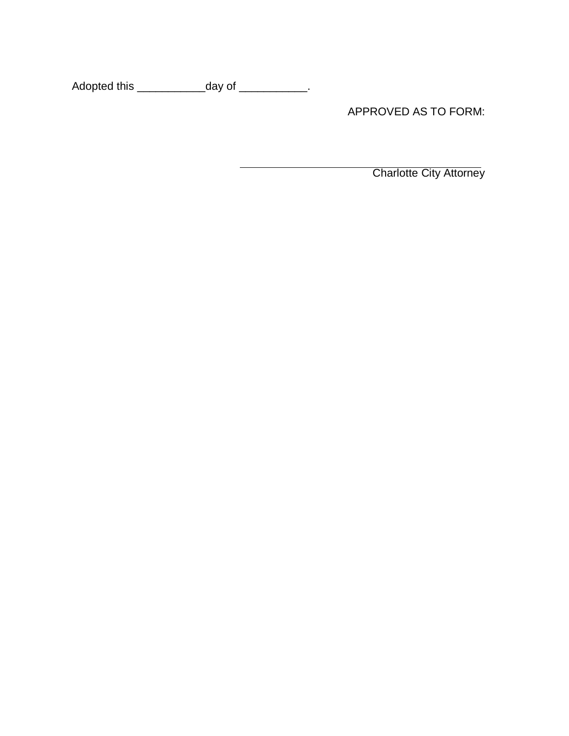Adopted this ___________day of ___________.

APPROVED AS TO FORM:

\_\_\_\_\_\_\_\_\_\_\_\_\_\_\_\_\_\_\_\_\_\_\_\_\_\_\_\_\_\_\_\_\_\_\_\_\_\_\_\_

Charlotte City Attorney